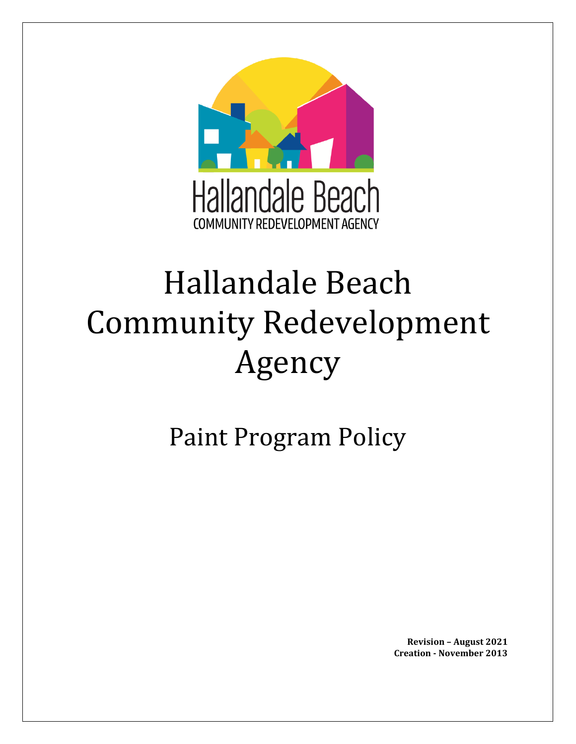Hallandale Beach

COMMUNITY REDEVELOPMENT AGENCY

# Hallandale Beach Community Redevelopment Agency

## Paint Program Policy

**Revision – August 2021**
**Creation - November 2013**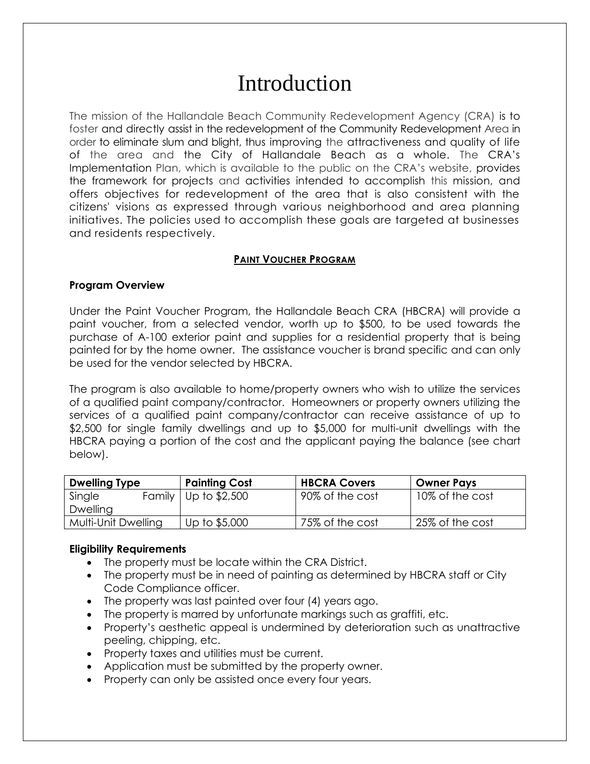# Introduction

The mission of the Hallandale Beach Community Redevelopment Agency (CRA) is to foster and directly assist in the redevelopment of the Community Redevelopment Area in order to eliminate slum and blight, thus improving the attractiveness and quality of life of the area and the City of Hallandale Beach as a whole. The CRA's Implementation Plan, which is available to the public on the CRA's website, provides the framework for projects and activities intended to accomplish this mission, and offers objectives for redevelopment of the area that is also consistent with the citizens' visions as expressed through various neighborhood and area planning initiatives. The policies used to accomplish these goals are targeted at businesses and residents respectively.

## PAINT VOUCHER PROGRAM

### Program Overview

Under the Paint Voucher Program, the Hallandale Beach CRA (HBCRA) will provide a paint voucher, from a selected vendor, worth up to $500, to be used towards the purchase of A-100 exterior paint and supplies for a residential property that is being painted for by the home owner. The assistance voucher is brand specific and can only be used for the vendor selected by HBCRA.

The program is also available to home/property owners who wish to utilize the services of a qualified paint company/contractor. Homeowners or property owners utilizing the services of a qualified paint company/contractor can receive assistance of up to $2,500 for single family dwellings and up to $5,000 for multi-unit dwellings with the HBCRA paying a portion of the cost and the applicant paying the balance (see chart below).

| Dwelling Type | Painting Cost | HBCRA Covers | Owner Pays |
|---|---|---|---|
| Single Family Dwelling | Up to $2,500 | 90% of the cost | 10% of the cost |
| Multi-Unit Dwelling | Up to $5,000 | 75% of the cost | 25% of the cost |

### Eligibility Requirements

- The property must be locate within the CRA District.
- The property must be in need of painting as determined by HBCRA staff or City Code Compliance officer.
- The property was last painted over four (4) years ago.
- The property is marred by unfortunate markings such as graffiti, etc.
- Property's aesthetic appeal is undermined by deterioration such as unattractive peeling, chipping, etc.
- Property taxes and utilities must be current.
- Application must be submitted by the property owner.
- Property can only be assisted once every four years.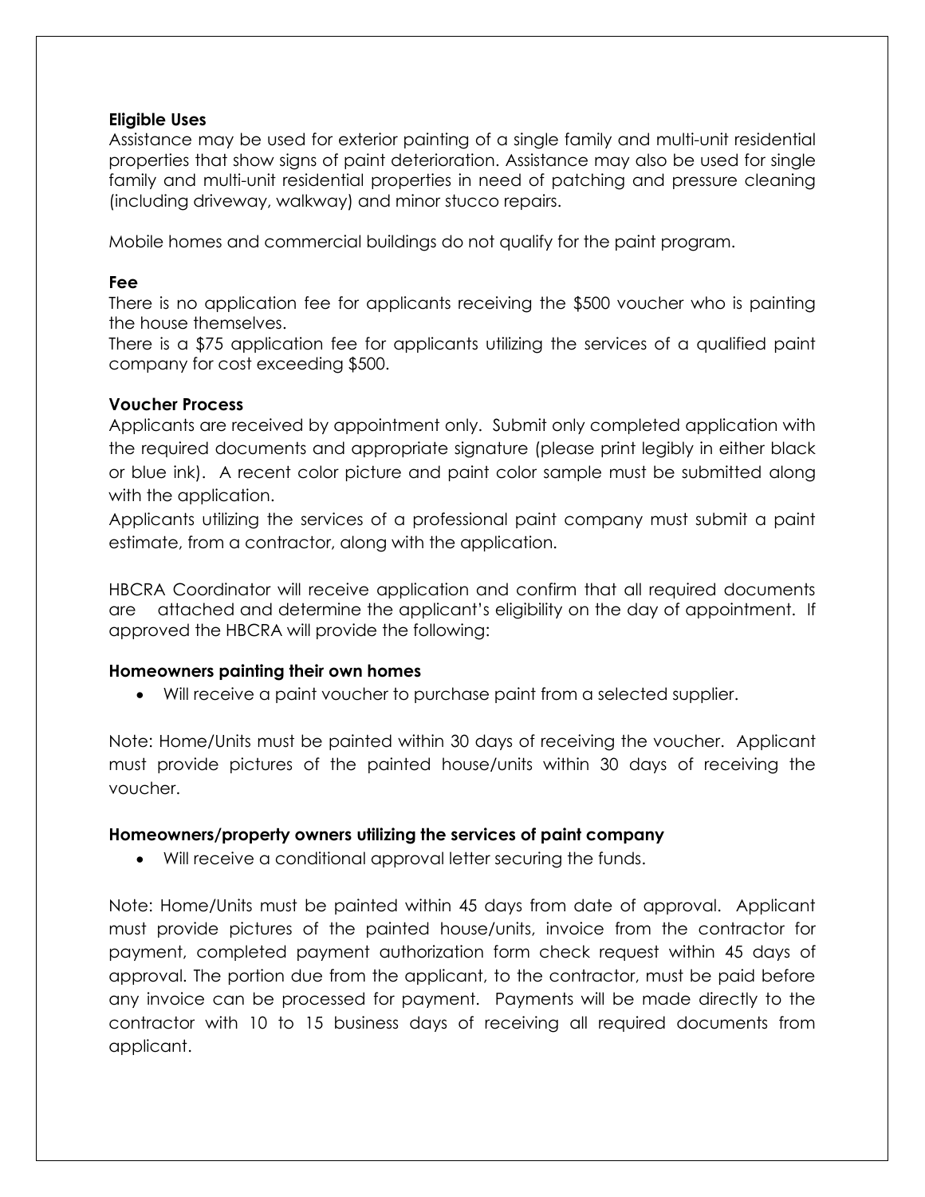**Eligible Uses**

Assistance may be used for exterior painting of a single family and multi-unit residential properties that show signs of paint deterioration. Assistance may also be used for single family and multi-unit residential properties in need of patching and pressure cleaning (including driveway, walkway) and minor stucco repairs.

Mobile homes and commercial buildings do not qualify for the paint program.

**Fee**

There is no application fee for applicants receiving the $500 voucher who is painting the house themselves.

There is a $75 application fee for applicants utilizing the services of a qualified paint company for cost exceeding $500.

**Voucher Process**

Applicants are received by appointment only. Submit only completed application with the required documents and appropriate signature (please print legibly in either black or blue ink). A recent color picture and paint color sample must be submitted along with the application.

Applicants utilizing the services of a professional paint company must submit a paint estimate, from a contractor, along with the application.

HBCRA Coordinator will receive application and confirm that all required documents are attached and determine the applicant's eligibility on the day of appointment. If approved the HBCRA will provide the following:

**Homeowners painting their own homes**

- Will receive a paint voucher to purchase paint from a selected supplier.

Note: Home/Units must be painted within 30 days of receiving the voucher. Applicant must provide pictures of the painted house/units within 30 days of receiving the voucher.

**Homeowners/property owners utilizing the services of paint company**

- Will receive a conditional approval letter securing the funds.

Note: Home/Units must be painted within 45 days from date of approval. Applicant must provide pictures of the painted house/units, invoice from the contractor for payment, completed payment authorization form check request within 45 days of approval. The portion due from the applicant, to the contractor, must be paid before any invoice can be processed for payment. Payments will be made directly to the contractor with 10 to 15 business days of receiving all required documents from applicant.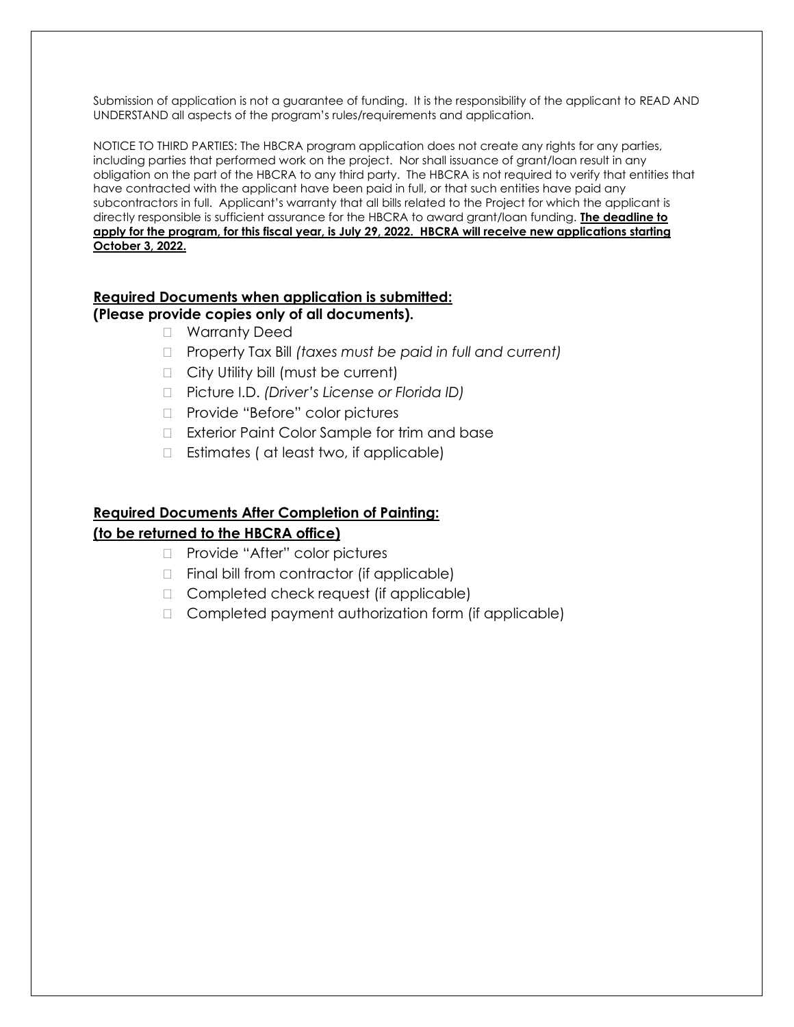Submission of application is not a guarantee of funding. It is the responsibility of the applicant to READ AND UNDERSTAND all aspects of the program's rules/requirements and application.

NOTICE TO THIRD PARTIES: The HBCRA program application does not create any rights for any parties, including parties that performed work on the project. Nor shall issuance of grant/loan result in any obligation on the part of the HBCRA to any third party. The HBCRA is not required to verify that entities that have contracted with the applicant have been paid in full, or that such entities have paid any subcontractors in full. Applicant's warranty that all bills related to the Project for which the applicant is directly responsible is sufficient assurance for the HBCRA to award grant/loan funding. **<u>The deadline to apply for the program, for this fiscal year, is July 29, 2022. HBCRA will receive new applications starting October 3, 2022.</u>**

## <u>Required Documents when application is submitted:</u>

**(Please provide copies only of all documents).**

- ☐ Warranty Deed
- ☐ Property Tax Bill *(taxes must be paid in full and current)*
- ☐ City Utility bill (must be current)
- ☐ Picture I.D. *(Driver's License or Florida ID)*
- ☐ Provide "Before" color pictures
- ☐ Exterior Paint Color Sample for trim and base
- ☐ Estimates ( at least two, if applicable)

## <u>Required Documents After Completion of Painting:</u>

**<u>(to be returned to the HBCRA office)</u>**

- ☐ Provide "After" color pictures
- ☐ Final bill from contractor (if applicable)
- ☐ Completed check request (if applicable)
- ☐ Completed payment authorization form (if applicable)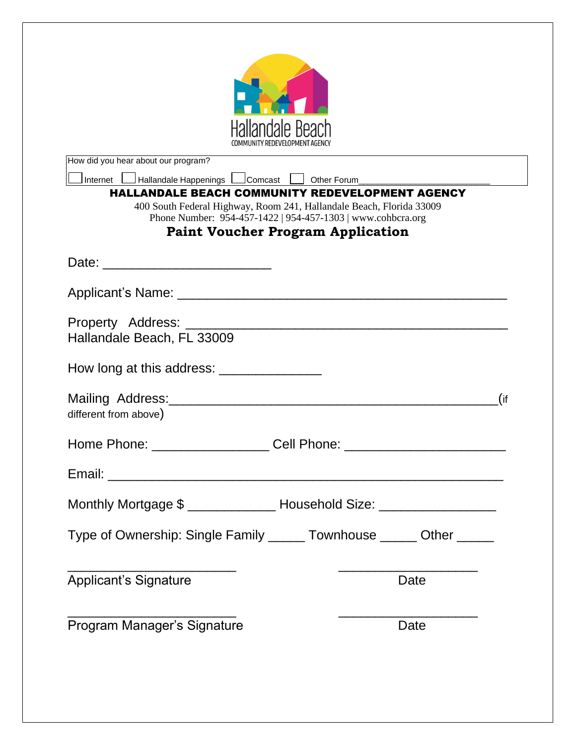Hallandale Beach
COMMUNITY REDEVELOPMENT AGENCY

How did you hear about our program?

☐ Internet ☐ Hallandale Happenings ☐ Comcast ☐ Other Forum________________________

**HALLANDALE BEACH COMMUNITY REDEVELOPMENT AGENCY**

400 South Federal Highway, Room 241, Hallandale Beach, Florida 33009
Phone Number: 954-457-1422 | 954-457-1303 | www.cohbcra.org

## Paint Voucher Program Application

Date: ______________________

Applicant's Name: ____________________________________________

Property Address: ____________________________________________
Hallandale Beach, FL 33009

How long at this address: _____________

Mailing Address: ____________________________________________(if different from above)

Home Phone: _______________ Cell Phone: ____________________

Email: ____________________________________________________

Monthly Mortgage $ ___________ Household Size: _______________

Type of Ownership: Single Family _____ Townhouse _____ Other _____

______________________ ___________________
Applicant's Signature Date

______________________ ___________________
Program Manager's Signature Date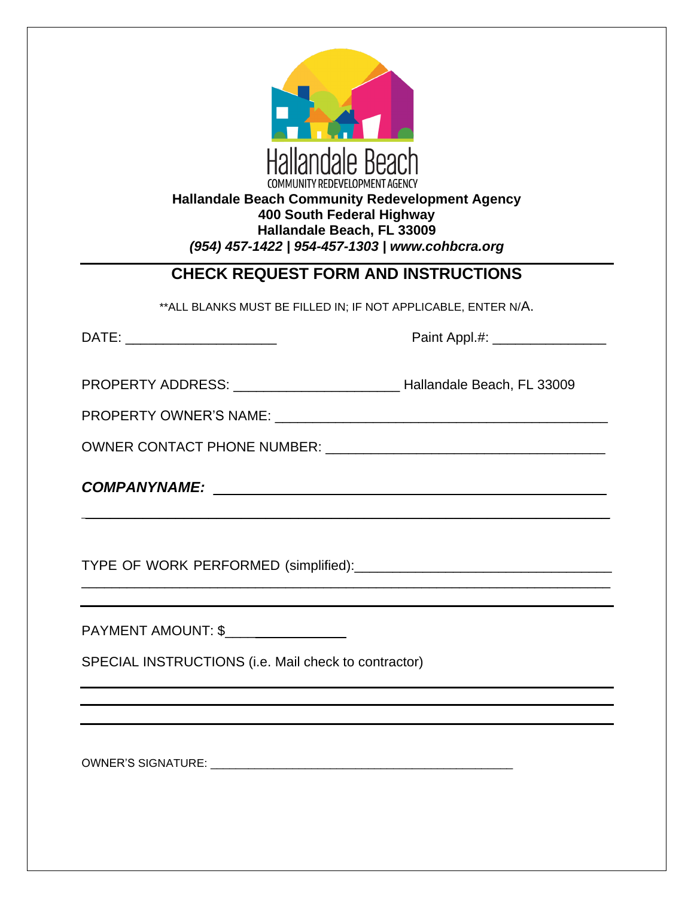Hallandale Beach
COMMUNITY REDEVELOPMENT AGENCY

**Hallandale Beach Community Redevelopment Agency**
**400 South Federal Highway**
**Hallandale Beach, FL 33009**
***(954) 457-1422 | 954-457-1303 | www.cohbcra.org***

## CHECK REQUEST FORM AND INSTRUCTIONS

**ALL BLANKS MUST BE FILLED IN; IF NOT APPLICABLE, ENTER N/A.

DATE: ___________________ Paint Appl.#: ______________

PROPERTY ADDRESS: _____________________ Hallandale Beach, FL 33009

PROPERTY OWNER'S NAME: ___________________________________________

OWNER CONTACT PHONE NUMBER: ____________________________________

***COMPANYNAME:*** _______________________________________________

_________________________________________________________________

TYPE OF WORK PERFORMED (simplified):_________________________________

_________________________________________________________________

_________________________________________________________________

PAYMENT AMOUNT: $________________

SPECIAL INSTRUCTIONS (i.e. Mail check to contractor)

_________________________________________________________________

_________________________________________________________________

_________________________________________________________________

OWNER'S SIGNATURE: _______________________________________________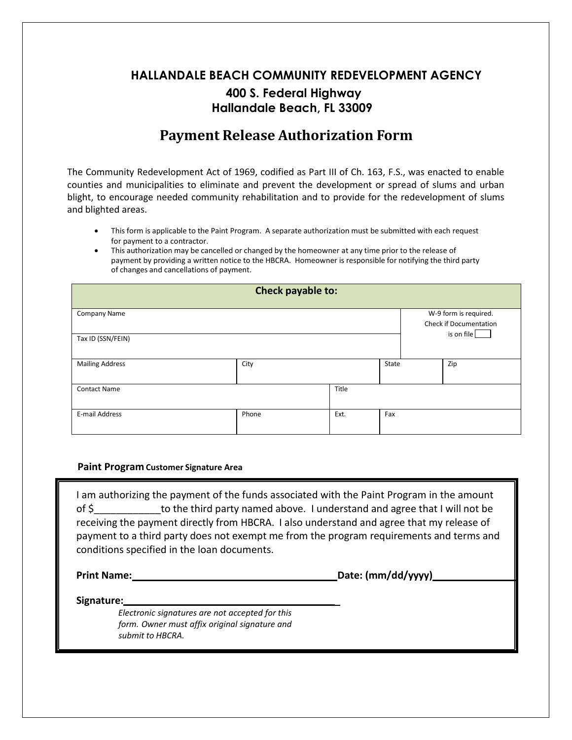## HALLANDALE BEACH COMMUNITY REDEVELOPMENT AGENCY

**400 S. Federal Highway**
**Hallandale Beach, FL 33009**

# Payment Release Authorization Form

The Community Redevelopment Act of 1969, codified as Part III of Ch. 163, F.S., was enacted to enable counties and municipalities to eliminate and prevent the development or spread of slums and urban blight, to encourage needed community rehabilitation and to provide for the redevelopment of slums and blighted areas.

- This form is applicable to the Paint Program. A separate authorization must be submitted with each request for payment to a contractor.
- This authorization may be cancelled or changed by the homeowner at any time prior to the release of payment by providing a written notice to the HBCRA. Homeowner is responsible for notifying the third party of changes and cancellations of payment.

| **Check payable to:** | | | | | |
|---|---|---|---|---|---|
| Company Name | | | | W-9 form is required. Check if Documentation is on file ☐ | |
| Tax ID (SSN/FEIN) | | | | | |
| Mailing Address | City | | State | | Zip |
| Contact Name | | Title | | | |
| E-mail Address | Phone | Ext. | Fax | | |

**Paint Program Customer Signature Area**

I am authorizing the payment of the funds associated with the Paint Program in the amount of $____________to the third party named above. I understand and agree that I will not be receiving the payment directly from HBCRA. I also understand and agree that my release of payment to a third party does not exempt me from the program requirements and terms and conditions specified in the loan documents.

**Print Name:**______________________________ **Date: (mm/dd/yyyy)**______________

**Signature:**______________________________

*Electronic signatures are not accepted for this form. Owner must affix original signature and submit to HBCRA.*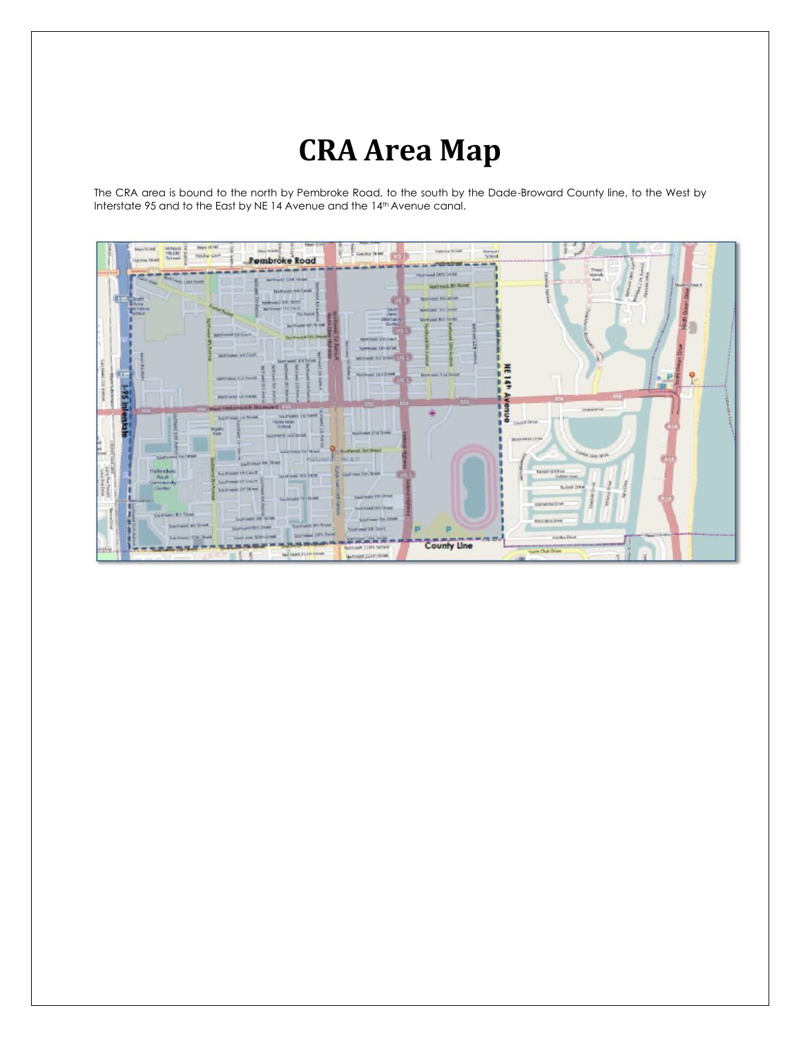# CRA Area Map

The CRA area is bound to the north by Pembroke Road, to the south by the Dade-Broward County line, to the West by Interstate 95 and to the East by NE 14 Avenue and the 14th Avenue canal.